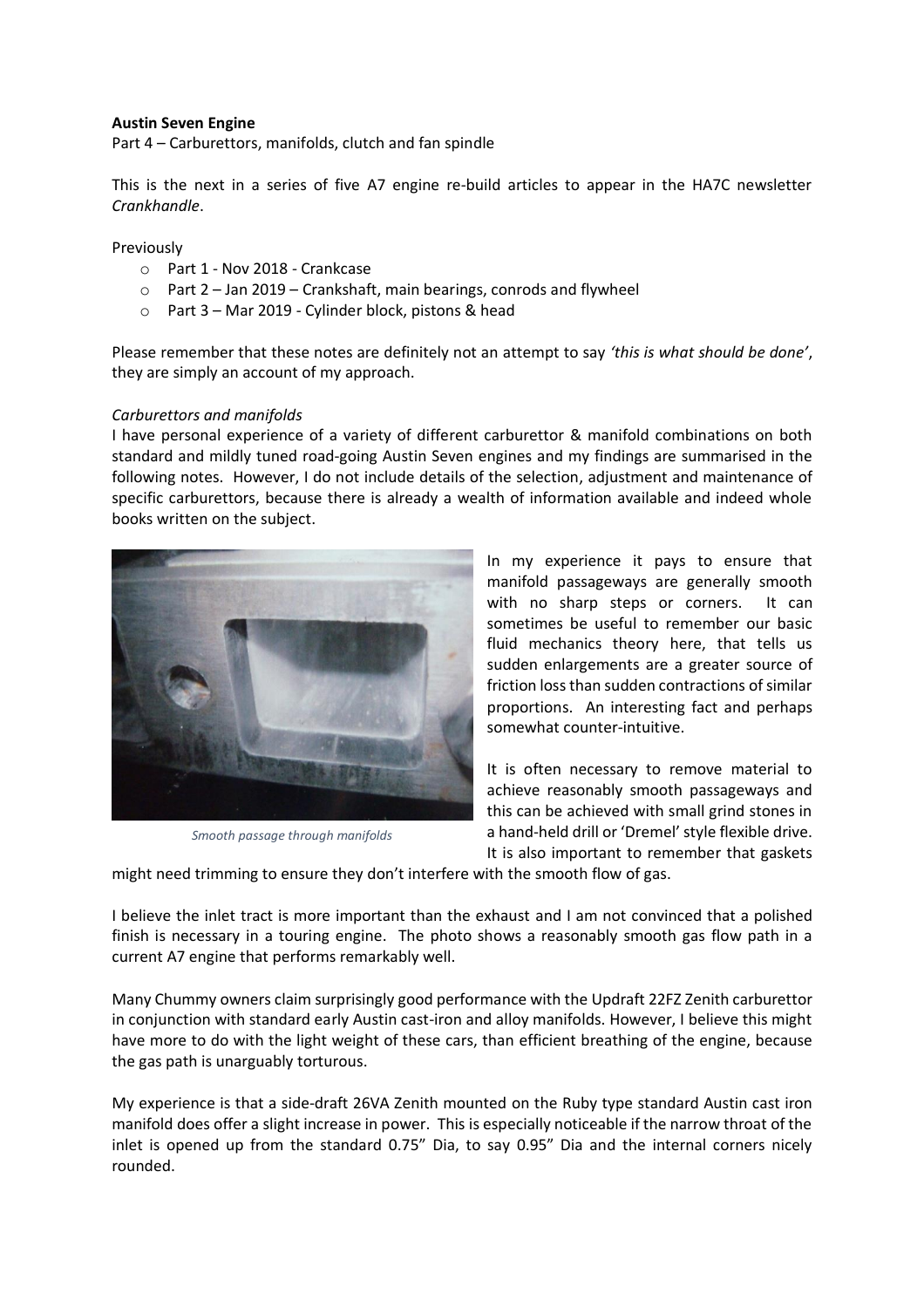**Austin Seven Engine**

Part 4 – Carburettors, manifolds, clutch and fan spindle

This is the next in a series of five A7 engine re-build articles to appear in the HA7C newsletter *Crankhandle*.

Previously

- Part 1 - Nov 2018 - Crankcase
- Part 2 – Jan 2019 – Crankshaft, main bearings, conrods and flywheel
- Part 3 – Mar 2019 - Cylinder block, pistons & head

Please remember that these notes are definitely not an attempt to say *'this is what should be done'*, they are simply an account of my approach.

*Carburettors and manifolds*

I have personal experience of a variety of different carburettor & manifold combinations on both standard and mildly tuned road-going Austin Seven engines and my findings are summarised in the following notes. However, I do not include details of the selection, adjustment and maintenance of specific carburettors, because there is already a wealth of information available and indeed whole books written on the subject.

*Smooth passage through manifolds*

In my experience it pays to ensure that manifold passageways are generally smooth with no sharp steps or corners. It can sometimes be useful to remember our basic fluid mechanics theory here, that tells us sudden enlargements are a greater source of friction loss than sudden contractions of similar proportions. An interesting fact and perhaps somewhat counter-intuitive.

It is often necessary to remove material to achieve reasonably smooth passageways and this can be achieved with small grind stones in a hand-held drill or 'Dremel' style flexible drive. It is also important to remember that gaskets might need trimming to ensure they don't interfere with the smooth flow of gas.

I believe the inlet tract is more important than the exhaust and I am not convinced that a polished finish is necessary in a touring engine. The photo shows a reasonably smooth gas flow path in a current A7 engine that performs remarkably well.

Many Chummy owners claim surprisingly good performance with the Updraft 22FZ Zenith carburettor in conjunction with standard early Austin cast-iron and alloy manifolds. However, I believe this might have more to do with the light weight of these cars, than efficient breathing of the engine, because the gas path is unarguably torturous.

My experience is that a side-draft 26VA Zenith mounted on the Ruby type standard Austin cast iron manifold does offer a slight increase in power. This is especially noticeable if the narrow throat of the inlet is opened up from the standard 0.75" Dia, to say 0.95" Dia and the internal corners nicely rounded.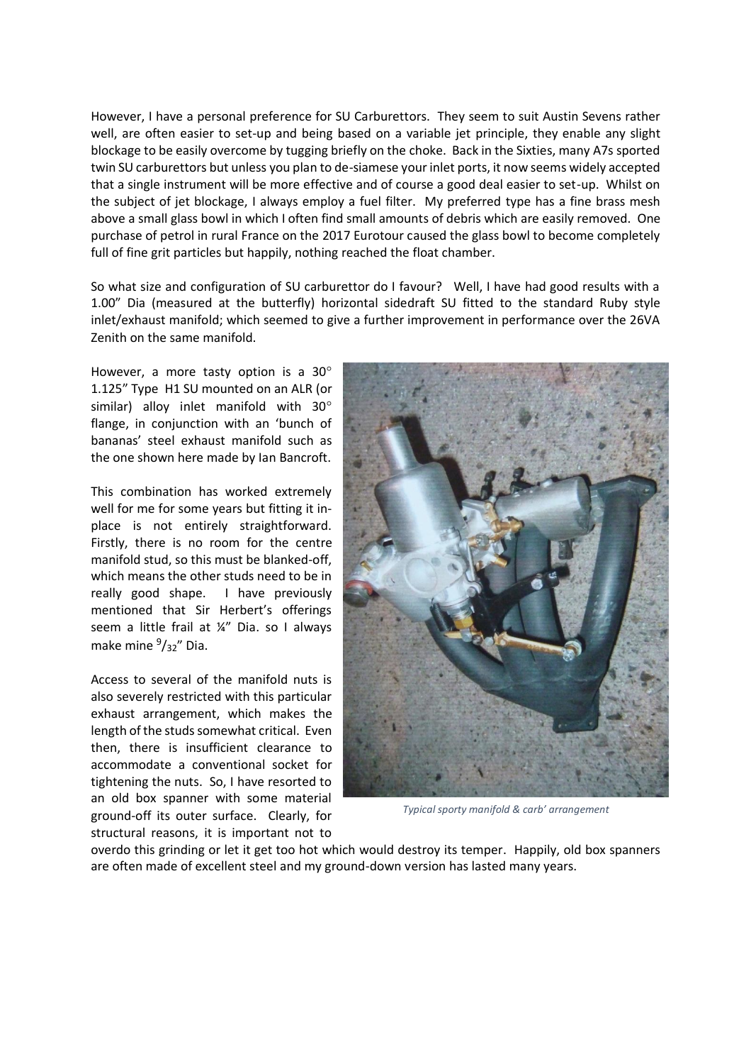However, I have a personal preference for SU Carburettors. They seem to suit Austin Sevens rather well, are often easier to set-up and being based on a variable jet principle, they enable any slight blockage to be easily overcome by tugging briefly on the choke. Back in the Sixties, many A7s sported twin SU carburettors but unless you plan to de-siamese your inlet ports, it now seems widely accepted that a single instrument will be more effective and of course a good deal easier to set-up. Whilst on the subject of jet blockage, I always employ a fuel filter. My preferred type has a fine brass mesh above a small glass bowl in which I often find small amounts of debris which are easily removed. One purchase of petrol in rural France on the 2017 Eurotour caused the glass bowl to become completely full of fine grit particles but happily, nothing reached the float chamber.

So what size and configuration of SU carburettor do I favour? Well, I have had good results with a 1.00" Dia (measured at the butterfly) horizontal sidedraft SU fitted to the standard Ruby style inlet/exhaust manifold; which seemed to give a further improvement in performance over the 26VA Zenith on the same manifold.

However, a more tasty option is a 30° 1.125" Type H1 SU mounted on an ALR (or similar) alloy inlet manifold with 30° flange, in conjunction with an 'bunch of bananas' steel exhaust manifold such as the one shown here made by Ian Bancroft.

This combination has worked extremely well for me for some years but fitting it in-place is not entirely straightforward. Firstly, there is no room for the centre manifold stud, so this must be blanked-off, which means the other studs need to be in really good shape. I have previously mentioned that Sir Herbert's offerings seem a little frail at ¼" Dia. so I always make mine $^{9}/_{32}$" Dia.

Access to several of the manifold nuts is also severely restricted with this particular exhaust arrangement, which makes the length of the studs somewhat critical. Even then, there is insufficient clearance to accommodate a conventional socket for tightening the nuts. So, I have resorted to an old box spanner with some material ground-off its outer surface. Clearly, for structural reasons, it is important not to overdo this grinding or let it get too hot which would destroy its temper. Happily, old box spanners are often made of excellent steel and my ground-down version has lasted many years.

*Typical sporty manifold & carb' arrangement*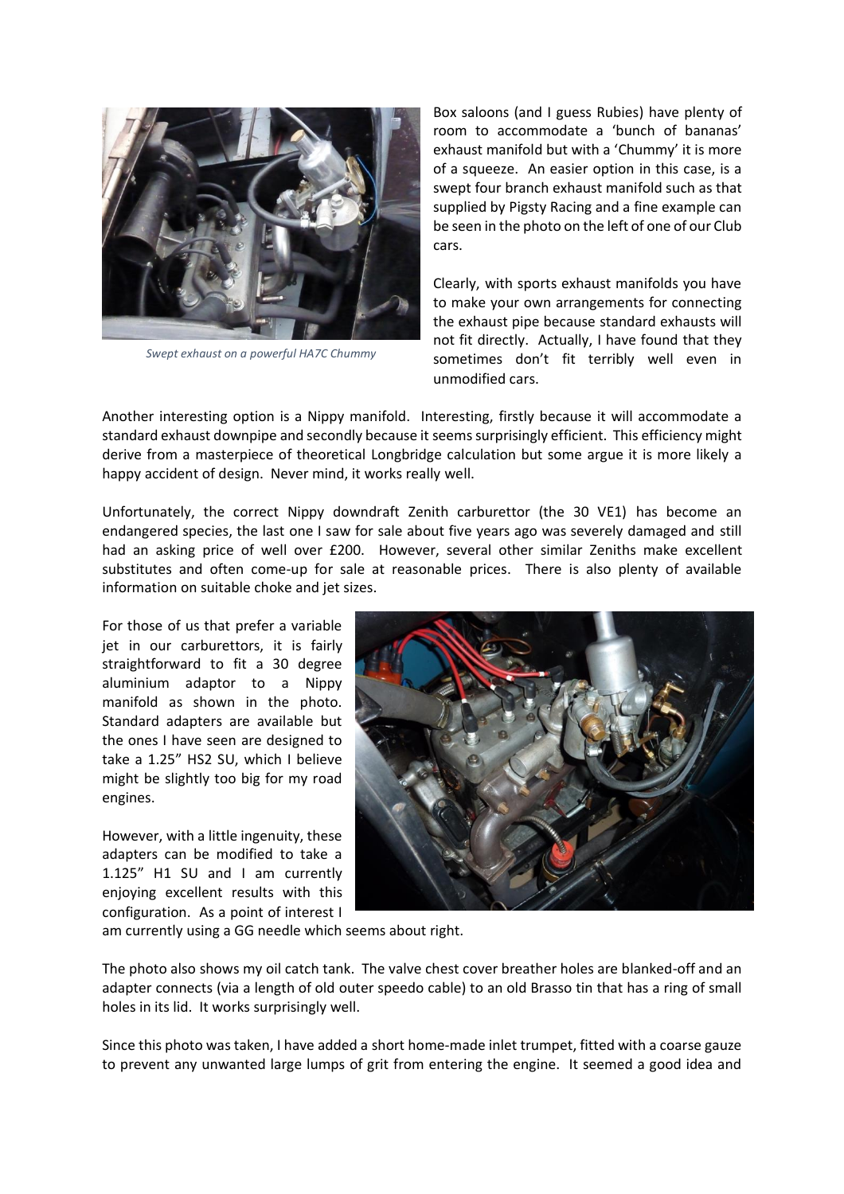Box saloons (and I guess Rubies) have plenty of room to accommodate a 'bunch of bananas' exhaust manifold but with a 'Chummy' it is more of a squeeze. An easier option in this case, is a swept four branch exhaust manifold such as that supplied by Pigsty Racing and a fine example can be seen in the photo on the left of one of our Club cars.

*Swept exhaust on a powerful HA7C Chummy*

Clearly, with sports exhaust manifolds you have to make your own arrangements for connecting the exhaust pipe because standard exhausts will not fit directly. Actually, I have found that they sometimes don't fit terribly well even in unmodified cars.

Another interesting option is a Nippy manifold. Interesting, firstly because it will accommodate a standard exhaust downpipe and secondly because it seems surprisingly efficient. This efficiency might derive from a masterpiece of theoretical Longbridge calculation but some argue it is more likely a happy accident of design. Never mind, it works really well.

Unfortunately, the correct Nippy downdraft Zenith carburettor (the 30 VE1) has become an endangered species, the last one I saw for sale about five years ago was severely damaged and still had an asking price of well over £200. However, several other similar Zeniths make excellent substitutes and often come-up for sale at reasonable prices. There is also plenty of available information on suitable choke and jet sizes.

For those of us that prefer a variable jet in our carburettors, it is fairly straightforward to fit a 30 degree aluminium adaptor to a Nippy manifold as shown in the photo. Standard adapters are available but the ones I have seen are designed to take a 1.25" HS2 SU, which I believe might be slightly too big for my road engines.

However, with a little ingenuity, these adapters can be modified to take a 1.125" H1 SU and I am currently enjoying excellent results with this configuration. As a point of interest I am currently using a GG needle which seems about right.

The photo also shows my oil catch tank. The valve chest cover breather holes are blanked-off and an adapter connects (via a length of old outer speedo cable) to an old Brasso tin that has a ring of small holes in its lid. It works surprisingly well.

Since this photo was taken, I have added a short home-made inlet trumpet, fitted with a coarse gauze to prevent any unwanted large lumps of grit from entering the engine. It seemed a good idea and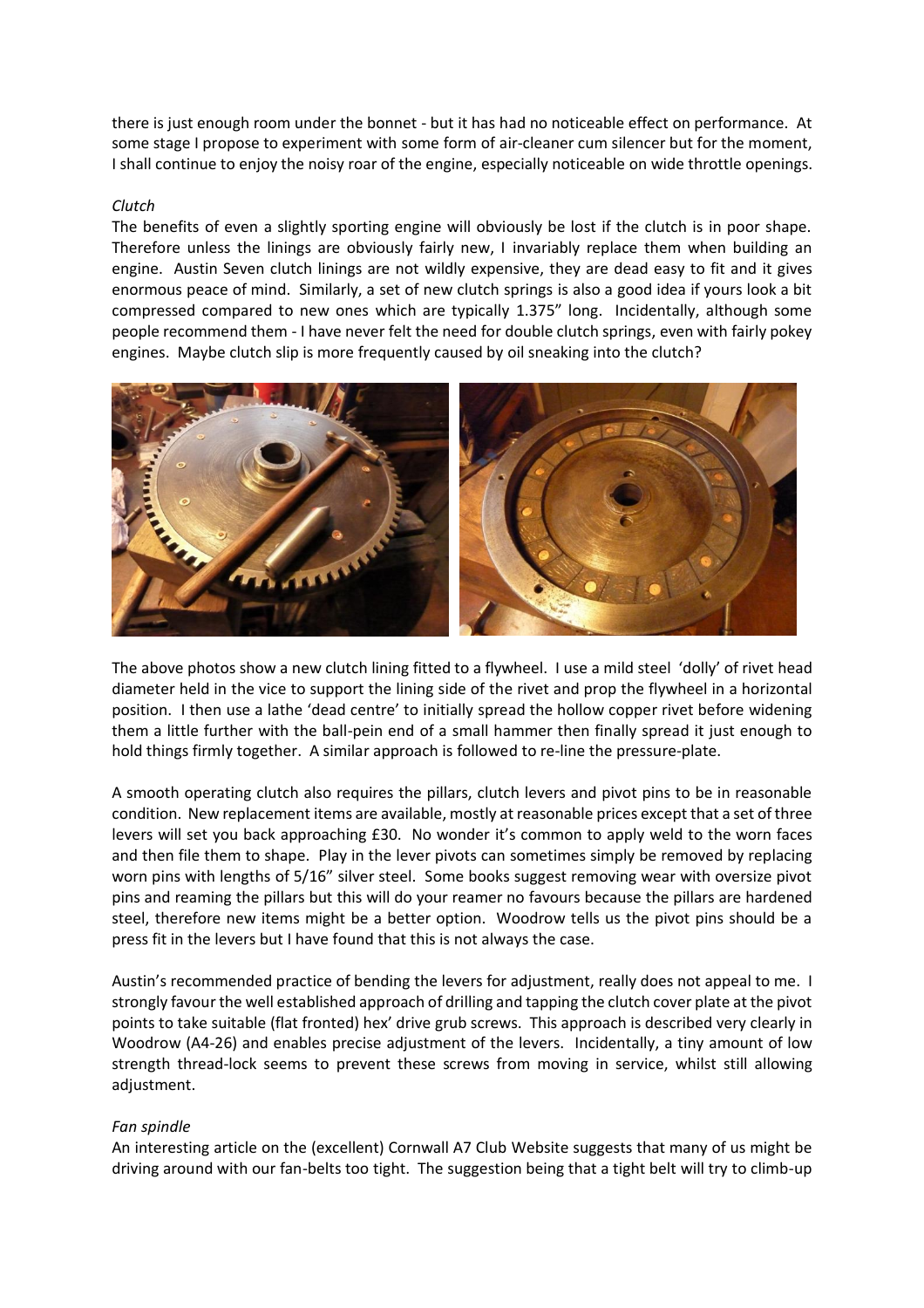there is just enough room under the bonnet - but it has had no noticeable effect on performance. At some stage I propose to experiment with some form of air-cleaner cum silencer but for the moment, I shall continue to enjoy the noisy roar of the engine, especially noticeable on wide throttle openings.

*Clutch*

The benefits of even a slightly sporting engine will obviously be lost if the clutch is in poor shape. Therefore unless the linings are obviously fairly new, I invariably replace them when building an engine. Austin Seven clutch linings are not wildly expensive, they are dead easy to fit and it gives enormous peace of mind. Similarly, a set of new clutch springs is also a good idea if yours look a bit compressed compared to new ones which are typically 1.375" long. Incidentally, although some people recommend them - I have never felt the need for double clutch springs, even with fairly pokey engines. Maybe clutch slip is more frequently caused by oil sneaking into the clutch?

The above photos show a new clutch lining fitted to a flywheel. I use a mild steel 'dolly' of rivet head diameter held in the vice to support the lining side of the rivet and prop the flywheel in a horizontal position. I then use a lathe 'dead centre' to initially spread the hollow copper rivet before widening them a little further with the ball-pein end of a small hammer then finally spread it just enough to hold things firmly together. A similar approach is followed to re-line the pressure-plate.

A smooth operating clutch also requires the pillars, clutch levers and pivot pins to be in reasonable condition. New replacement items are available, mostly at reasonable prices except that a set of three levers will set you back approaching £30. No wonder it's common to apply weld to the worn faces and then file them to shape. Play in the lever pivots can sometimes simply be removed by replacing worn pins with lengths of 5/16" silver steel. Some books suggest removing wear with oversize pivot pins and reaming the pillars but this will do your reamer no favours because the pillars are hardened steel, therefore new items might be a better option. Woodrow tells us the pivot pins should be a press fit in the levers but I have found that this is not always the case.

Austin's recommended practice of bending the levers for adjustment, really does not appeal to me. I strongly favour the well established approach of drilling and tapping the clutch cover plate at the pivot points to take suitable (flat fronted) hex' drive grub screws. This approach is described very clearly in Woodrow (A4-26) and enables precise adjustment of the levers. Incidentally, a tiny amount of low strength thread-lock seems to prevent these screws from moving in service, whilst still allowing adjustment.

*Fan spindle*

An interesting article on the (excellent) Cornwall A7 Club Website suggests that many of us might be driving around with our fan-belts too tight. The suggestion being that a tight belt will try to climb-up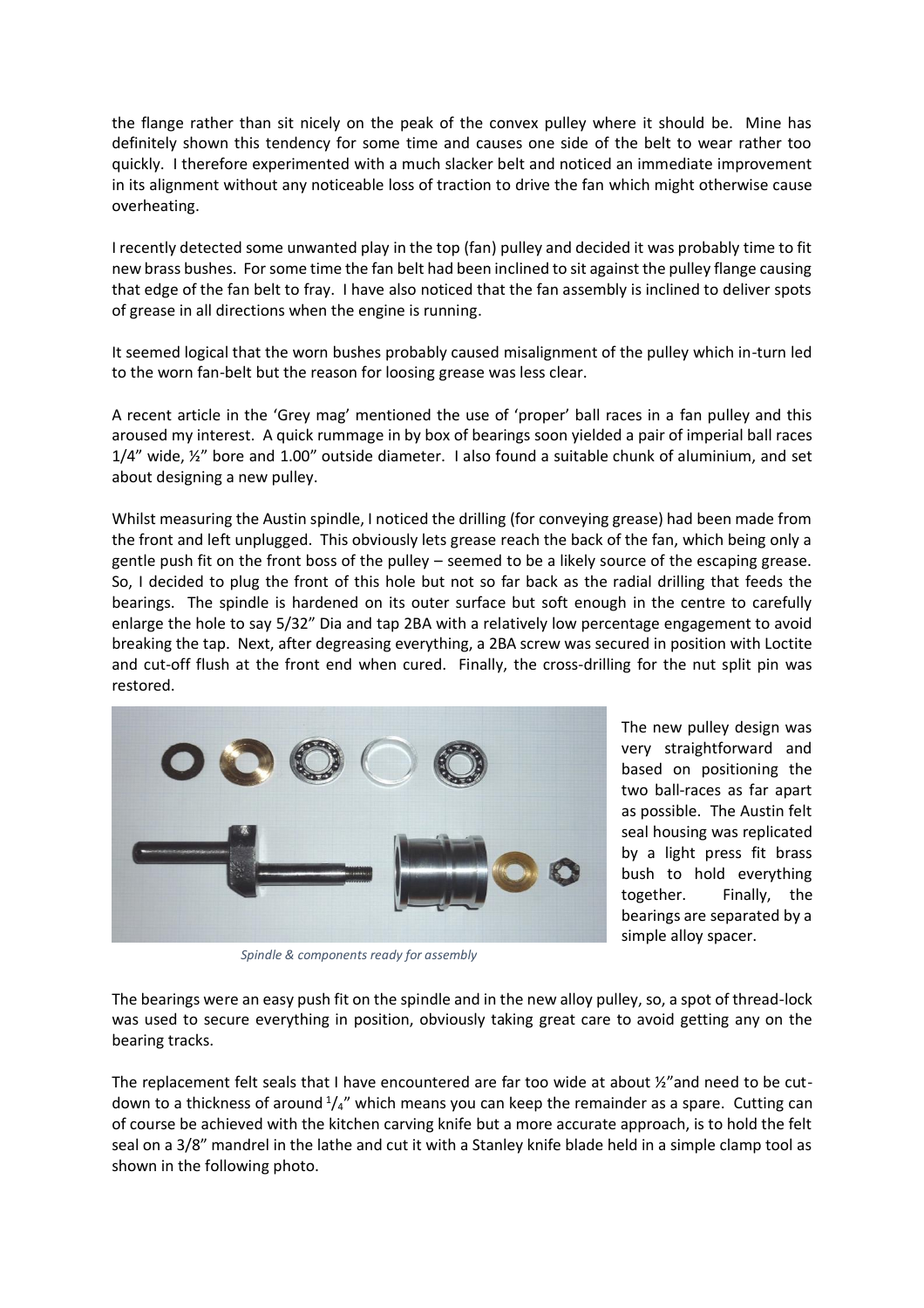the flange rather than sit nicely on the peak of the convex pulley where it should be. Mine has definitely shown this tendency for some time and causes one side of the belt to wear rather too quickly. I therefore experimented with a much slacker belt and noticed an immediate improvement in its alignment without any noticeable loss of traction to drive the fan which might otherwise cause overheating.

I recently detected some unwanted play in the top (fan) pulley and decided it was probably time to fit new brass bushes. For some time the fan belt had been inclined to sit against the pulley flange causing that edge of the fan belt to fray. I have also noticed that the fan assembly is inclined to deliver spots of grease in all directions when the engine is running.

It seemed logical that the worn bushes probably caused misalignment of the pulley which in-turn led to the worn fan-belt but the reason for loosing grease was less clear.

A recent article in the 'Grey mag' mentioned the use of 'proper' ball races in a fan pulley and this aroused my interest. A quick rummage in by box of bearings soon yielded a pair of imperial ball races 1/4" wide, ½" bore and 1.00" outside diameter. I also found a suitable chunk of aluminium, and set about designing a new pulley.

Whilst measuring the Austin spindle, I noticed the drilling (for conveying grease) had been made from the front and left unplugged. This obviously lets grease reach the back of the fan, which being only a gentle push fit on the front boss of the pulley – seemed to be a likely source of the escaping grease. So, I decided to plug the front of this hole but not so far back as the radial drilling that feeds the bearings. The spindle is hardened on its outer surface but soft enough in the centre to carefully enlarge the hole to say 5/32" Dia and tap 2BA with a relatively low percentage engagement to avoid breaking the tap. Next, after degreasing everything, a 2BA screw was secured in position with Loctite and cut-off flush at the front end when cured. Finally, the cross-drilling for the nut split pin was restored.

*Spindle & components ready for assembly*

The new pulley design was very straightforward and based on positioning the two ball-races as far apart as possible. The Austin felt seal housing was replicated by a light press fit brass bush to hold everything together. Finally, the bearings are separated by a simple alloy spacer.

The bearings were an easy push fit on the spindle and in the new alloy pulley, so, a spot of thread-lock was used to secure everything in position, obviously taking great care to avoid getting any on the bearing tracks.

The replacement felt seals that I have encountered are far too wide at about ½"and need to be cut-down to a thickness of around 1/4" which means you can keep the remainder as a spare. Cutting can of course be achieved with the kitchen carving knife but a more accurate approach, is to hold the felt seal on a 3/8" mandrel in the lathe and cut it with a Stanley knife blade held in a simple clamp tool as shown in the following photo.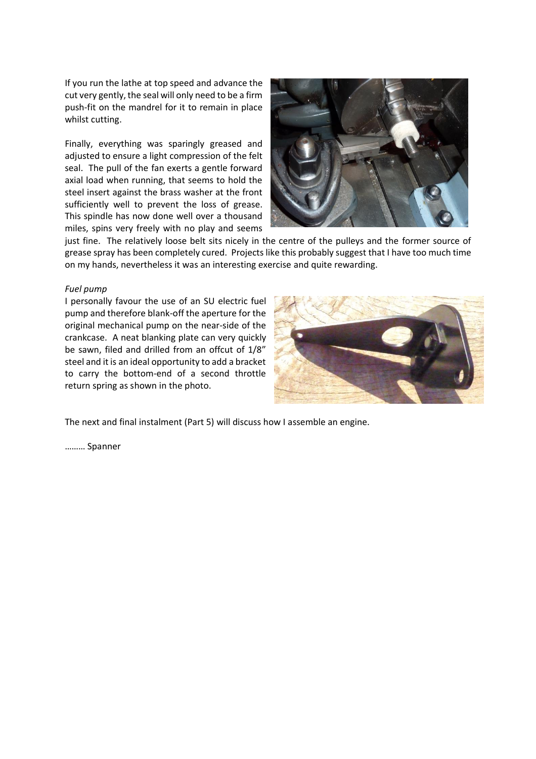If you run the lathe at top speed and advance the cut very gently, the seal will only need to be a firm push-fit on the mandrel for it to remain in place whilst cutting.

Finally, everything was sparingly greased and adjusted to ensure a light compression of the felt seal. The pull of the fan exerts a gentle forward axial load when running, that seems to hold the steel insert against the brass washer at the front sufficiently well to prevent the loss of grease. This spindle has now done well over a thousand miles, spins very freely with no play and seems just fine. The relatively loose belt sits nicely in the centre of the pulleys and the former source of grease spray has been completely cured. Projects like this probably suggest that I have too much time on my hands, nevertheless it was an interesting exercise and quite rewarding.

*Fuel pump*

I personally favour the use of an SU electric fuel pump and therefore blank-off the aperture for the original mechanical pump on the near-side of the crankcase. A neat blanking plate can very quickly be sawn, filed and drilled from an offcut of 1/8" steel and it is an ideal opportunity to add a bracket to carry the bottom-end of a second throttle return spring as shown in the photo.

The next and final instalment (Part 5) will discuss how I assemble an engine.

……… Spanner